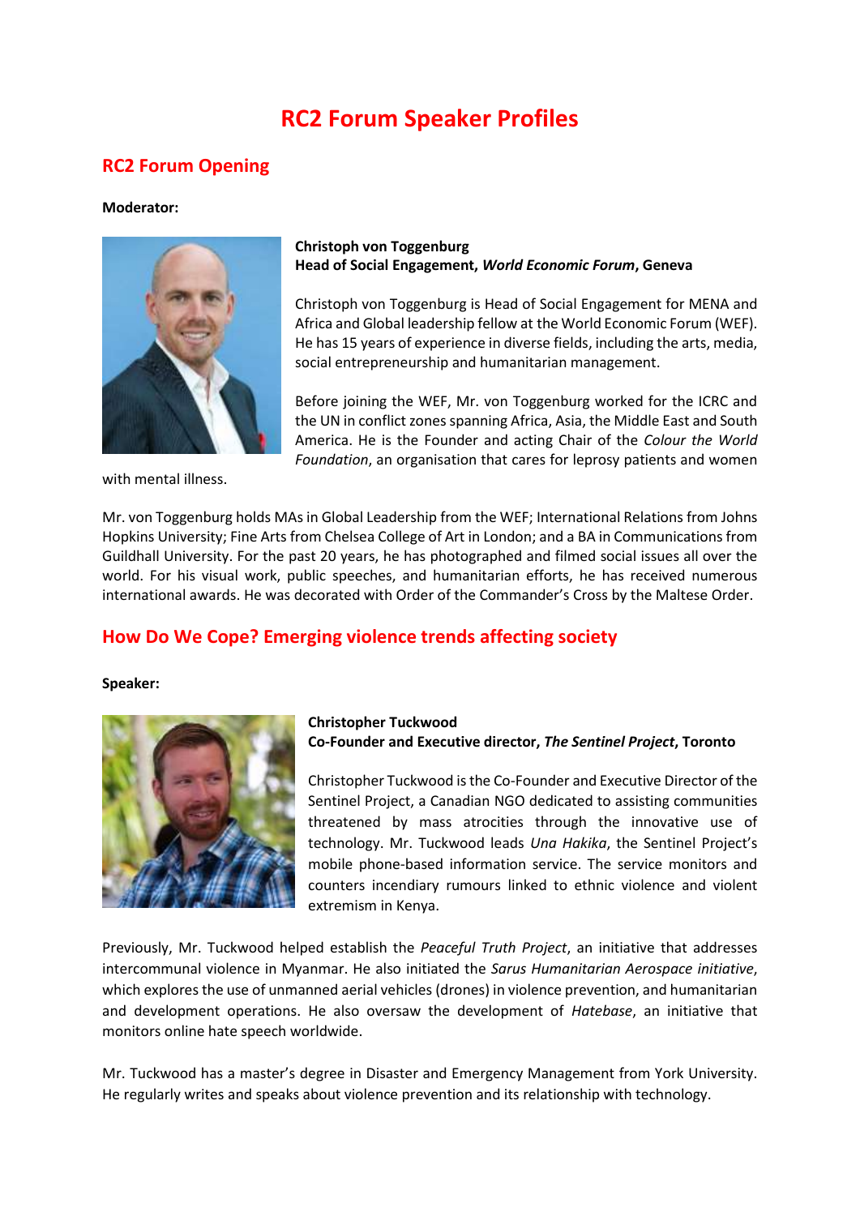# RC2 Forum Speaker Profiles

## RC2 Forum Opening

**Moderator:**

**Christoph von Toggenburg**
**Head of Social Engagement, *World Economic Forum*, Geneva**

Christoph von Toggenburg is Head of Social Engagement for MENA and Africa and Global leadership fellow at the World Economic Forum (WEF). He has 15 years of experience in diverse fields, including the arts, media, social entrepreneurship and humanitarian management.

Before joining the WEF, Mr. von Toggenburg worked for the ICRC and the UN in conflict zones spanning Africa, Asia, the Middle East and South America. He is the Founder and acting Chair of the *Colour the World Foundation*, an organisation that cares for leprosy patients and women with mental illness.

Mr. von Toggenburg holds MAs in Global Leadership from the WEF; International Relations from Johns Hopkins University; Fine Arts from Chelsea College of Art in London; and a BA in Communications from Guildhall University. For the past 20 years, he has photographed and filmed social issues all over the world. For his visual work, public speeches, and humanitarian efforts, he has received numerous international awards. He was decorated with Order of the Commander's Cross by the Maltese Order.

## How Do We Cope? Emerging violence trends affecting society

**Speaker:**

**Christopher Tuckwood**
**Co-Founder and Executive director, *The Sentinel Project*, Toronto**

Christopher Tuckwood is the Co-Founder and Executive Director of the Sentinel Project, a Canadian NGO dedicated to assisting communities threatened by mass atrocities through the innovative use of technology. Mr. Tuckwood leads *Una Hakika*, the Sentinel Project's mobile phone-based information service. The service monitors and counters incendiary rumours linked to ethnic violence and violent extremism in Kenya.

Previously, Mr. Tuckwood helped establish the *Peaceful Truth Project*, an initiative that addresses intercommunal violence in Myanmar. He also initiated the *Sarus Humanitarian Aerospace initiative*, which explores the use of unmanned aerial vehicles (drones) in violence prevention, and humanitarian and development operations. He also oversaw the development of *Hatebase*, an initiative that monitors online hate speech worldwide.

Mr. Tuckwood has a master's degree in Disaster and Emergency Management from York University. He regularly writes and speaks about violence prevention and its relationship with technology.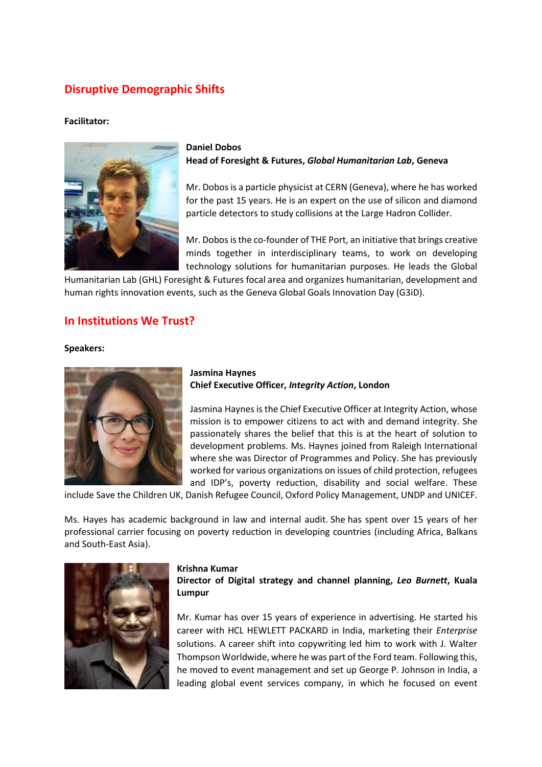## Disruptive Demographic Shifts

**Facilitator:**

**Daniel Dobos**
**Head of Foresight & Futures, *Global Humanitarian Lab*, Geneva**

Mr. Dobos is a particle physicist at CERN (Geneva), where he has worked for the past 15 years. He is an expert on the use of silicon and diamond particle detectors to study collisions at the Large Hadron Collider.

Mr. Dobos is the co-founder of THE Port, an initiative that brings creative minds together in interdisciplinary teams, to work on developing technology solutions for humanitarian purposes. He leads the Global Humanitarian Lab (GHL) Foresight & Futures focal area and organizes humanitarian, development and human rights innovation events, such as the Geneva Global Goals Innovation Day (G3iD).

## In Institutions We Trust?

**Speakers:**

**Jasmina Haynes**
**Chief Executive Officer, *Integrity Action*, London**

Jasmina Haynes is the Chief Executive Officer at Integrity Action, whose mission is to empower citizens to act with and demand integrity. She passionately shares the belief that this is at the heart of solution to development problems. Ms. Haynes joined from Raleigh International where she was Director of Programmes and Policy. She has previously worked for various organizations on issues of child protection, refugees and IDP's, poverty reduction, disability and social welfare. These include Save the Children UK, Danish Refugee Council, Oxford Policy Management, UNDP and UNICEF.

Ms. Hayes has academic background in law and internal audit. She has spent over 15 years of her professional carrier focusing on poverty reduction in developing countries (including Africa, Balkans and South-East Asia).

**Krishna Kumar**
**Director of Digital strategy and channel planning, *Leo Burnett*, Kuala Lumpur**

Mr. Kumar has over 15 years of experience in advertising. He started his career with HCL HEWLETT PACKARD in India, marketing their *Enterprise* solutions. A career shift into copywriting led him to work with J. Walter Thompson Worldwide, where he was part of the Ford team. Following this, he moved to event management and set up George P. Johnson in India, a leading global event services company, in which he focused on event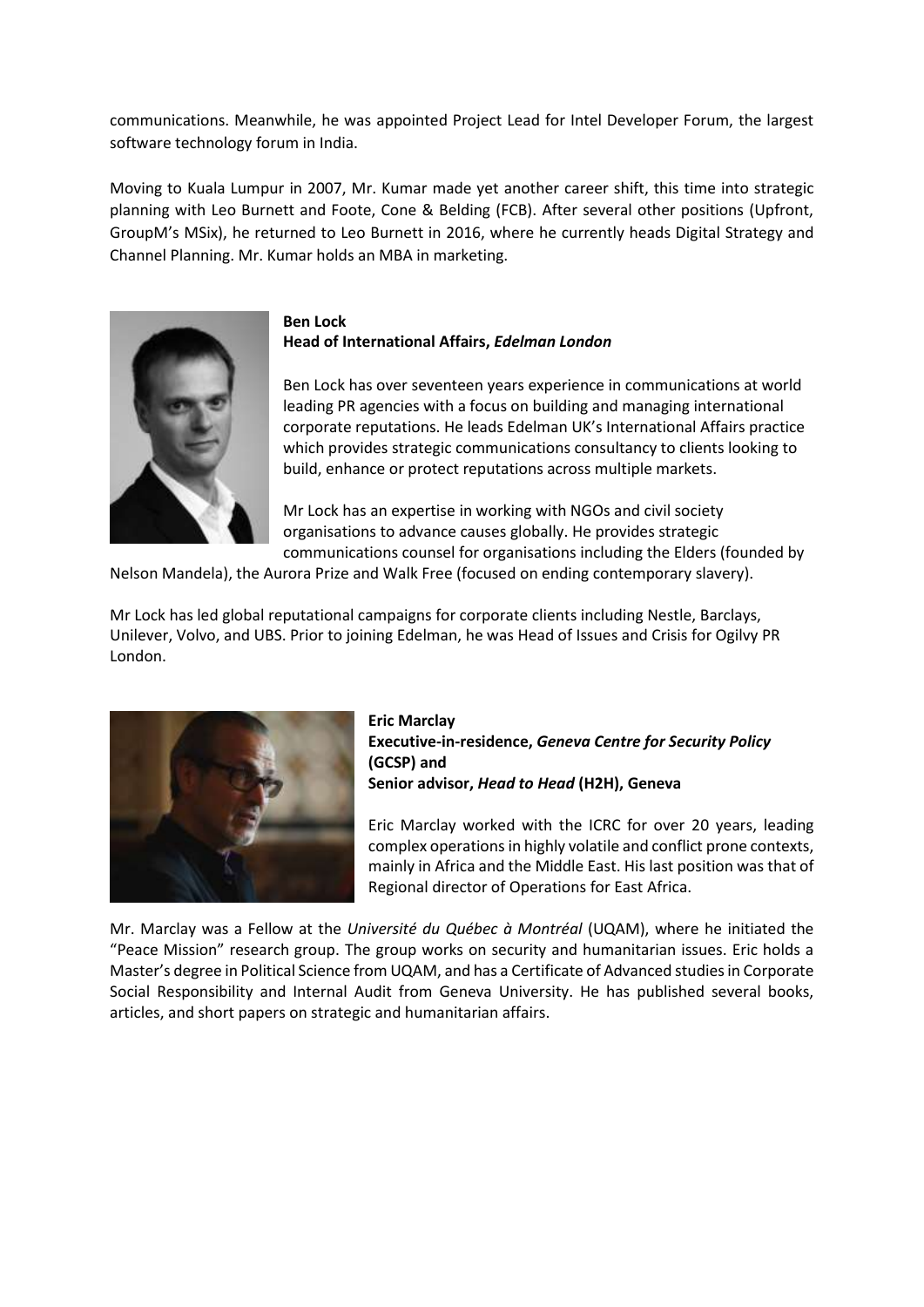communications. Meanwhile, he was appointed Project Lead for Intel Developer Forum, the largest software technology forum in India.

Moving to Kuala Lumpur in 2007, Mr. Kumar made yet another career shift, this time into strategic planning with Leo Burnett and Foote, Cone & Belding (FCB). After several other positions (Upfront, GroupM's MSix), he returned to Leo Burnett in 2016, where he currently heads Digital Strategy and Channel Planning. Mr. Kumar holds an MBA in marketing.

**Ben Lock**
**Head of International Affairs, *Edelman London***

Ben Lock has over seventeen years experience in communications at world leading PR agencies with a focus on building and managing international corporate reputations. He leads Edelman UK's International Affairs practice which provides strategic communications consultancy to clients looking to build, enhance or protect reputations across multiple markets.

Mr Lock has an expertise in working with NGOs and civil society organisations to advance causes globally. He provides strategic communications counsel for organisations including the Elders (founded by Nelson Mandela), the Aurora Prize and Walk Free (focused on ending contemporary slavery).

Mr Lock has led global reputational campaigns for corporate clients including Nestle, Barclays, Unilever, Volvo, and UBS. Prior to joining Edelman, he was Head of Issues and Crisis for Ogilvy PR London.

**Eric Marclay**
**Executive-in-residence, *Geneva Centre for Security Policy* (GCSP) and**
**Senior advisor, *Head to Head* (H2H), Geneva**

Eric Marclay worked with the ICRC for over 20 years, leading complex operations in highly volatile and conflict prone contexts, mainly in Africa and the Middle East. His last position was that of Regional director of Operations for East Africa.

Mr. Marclay was a Fellow at the *Université du Québec à Montréal* (UQAM), where he initiated the "Peace Mission" research group. The group works on security and humanitarian issues. Eric holds a Master's degree in Political Science from UQAM, and has a Certificate of Advanced studies in Corporate Social Responsibility and Internal Audit from Geneva University. He has published several books, articles, and short papers on strategic and humanitarian affairs.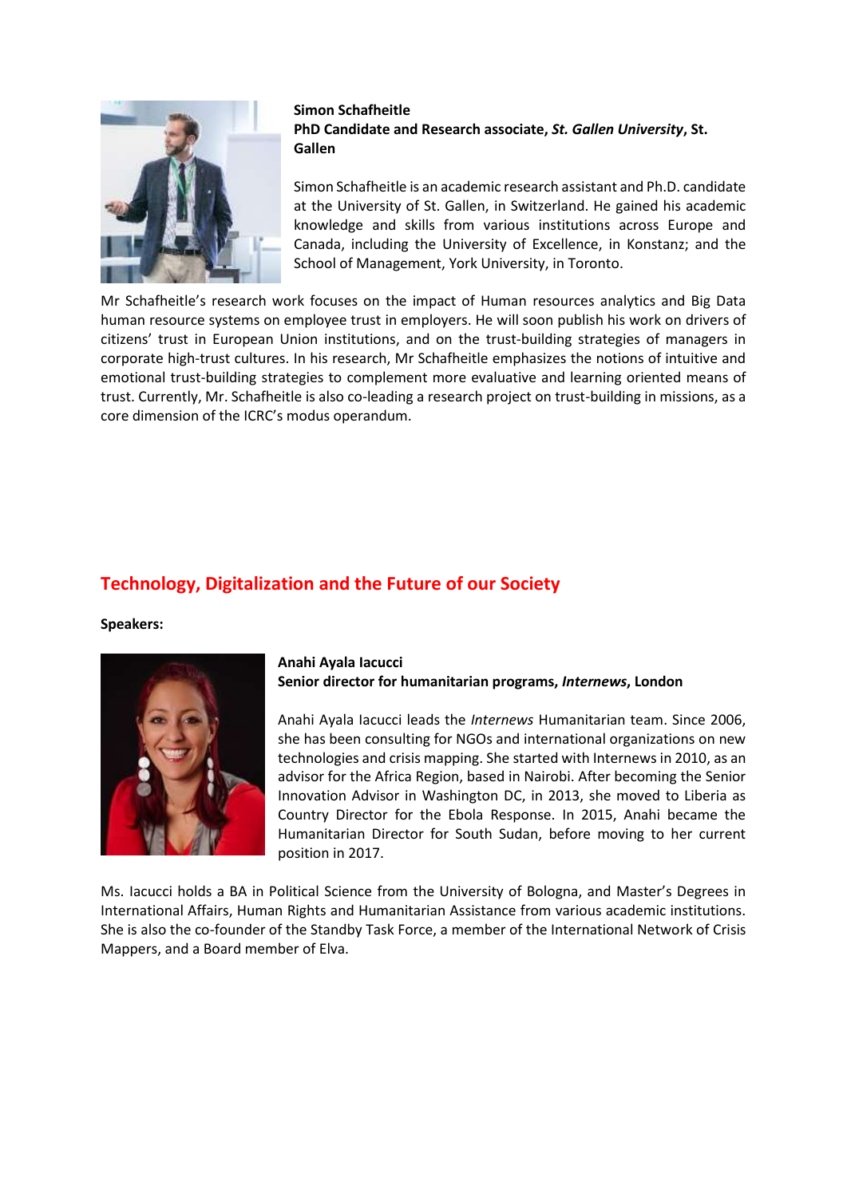**Simon Schafheitle**
**PhD Candidate and Research associate, *St. Gallen University*, St. Gallen**

Simon Schafheitle is an academic research assistant and Ph.D. candidate at the University of St. Gallen, in Switzerland. He gained his academic knowledge and skills from various institutions across Europe and Canada, including the University of Excellence, in Konstanz; and the School of Management, York University, in Toronto.

Mr Schafheitle's research work focuses on the impact of Human resources analytics and Big Data human resource systems on employee trust in employers. He will soon publish his work on drivers of citizens' trust in European Union institutions, and on the trust-building strategies of managers in corporate high-trust cultures. In his research, Mr Schafheitle emphasizes the notions of intuitive and emotional trust-building strategies to complement more evaluative and learning oriented means of trust. Currently, Mr. Schafheitle is also co-leading a research project on trust-building in missions, as a core dimension of the ICRC's modus operandum.

## Technology, Digitalization and the Future of our Society

**Speakers:**

**Anahi Ayala Iacucci**
**Senior director for humanitarian programs, *Internews*, London**

Anahi Ayala Iacucci leads the *Internews* Humanitarian team. Since 2006, she has been consulting for NGOs and international organizations on new technologies and crisis mapping. She started with Internews in 2010, as an advisor for the Africa Region, based in Nairobi. After becoming the Senior Innovation Advisor in Washington DC, in 2013, she moved to Liberia as Country Director for the Ebola Response. In 2015, Anahi became the Humanitarian Director for South Sudan, before moving to her current position in 2017.

Ms. Iacucci holds a BA in Political Science from the University of Bologna, and Master's Degrees in International Affairs, Human Rights and Humanitarian Assistance from various academic institutions. She is also the co-founder of the Standby Task Force, a member of the International Network of Crisis Mappers, and a Board member of Elva.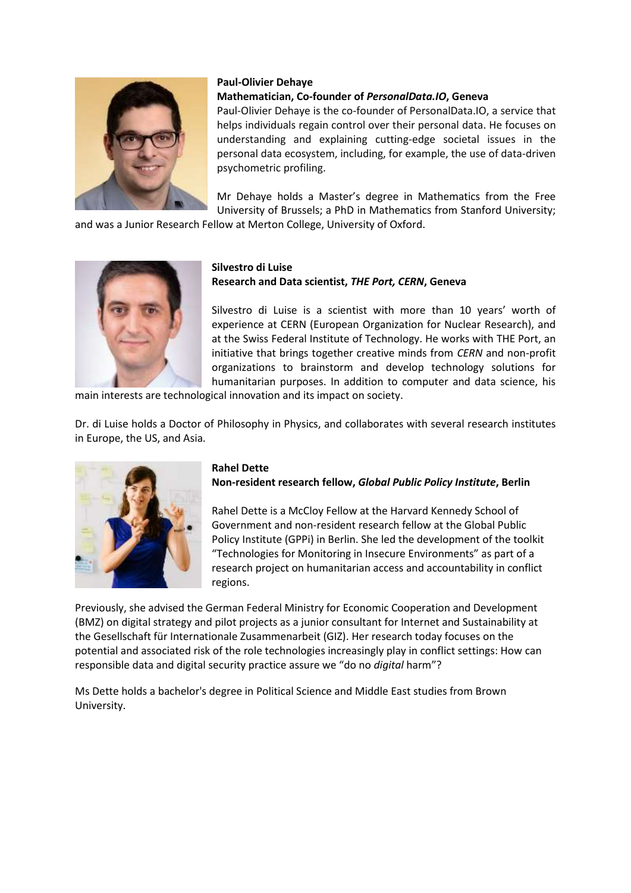**Paul-Olivier Dehaye**
**Mathematician, Co-founder of *PersonalData.IO*, Geneva**

Paul-Olivier Dehaye is the co-founder of PersonalData.IO, a service that helps individuals regain control over their personal data. He focuses on understanding and explaining cutting-edge societal issues in the personal data ecosystem, including, for example, the use of data-driven psychometric profiling.

Mr Dehaye holds a Master's degree in Mathematics from the Free University of Brussels; a PhD in Mathematics from Stanford University; and was a Junior Research Fellow at Merton College, University of Oxford.

**Silvestro di Luise**
**Research and Data scientist, *THE Port, CERN*, Geneva**

Silvestro di Luise is a scientist with more than 10 years' worth of experience at CERN (European Organization for Nuclear Research), and at the Swiss Federal Institute of Technology. He works with THE Port, an initiative that brings together creative minds from *CERN* and non-profit organizations to brainstorm and develop technology solutions for humanitarian purposes. In addition to computer and data science, his main interests are technological innovation and its impact on society.

Dr. di Luise holds a Doctor of Philosophy in Physics, and collaborates with several research institutes in Europe, the US, and Asia.

**Rahel Dette**
**Non-resident research fellow, *Global Public Policy Institute*, Berlin**

Rahel Dette is a McCloy Fellow at the Harvard Kennedy School of Government and non-resident research fellow at the Global Public Policy Institute (GPPi) in Berlin. She led the development of the toolkit "Technologies for Monitoring in Insecure Environments" as part of a research project on humanitarian access and accountability in conflict regions.

Previously, she advised the German Federal Ministry for Economic Cooperation and Development (BMZ) on digital strategy and pilot projects as a junior consultant for Internet and Sustainability at the Gesellschaft für Internationale Zusammenarbeit (GIZ). Her research today focuses on the potential and associated risk of the role technologies increasingly play in conflict settings: How can responsible data and digital security practice assure we "do no *digital* harm"?

Ms Dette holds a bachelor's degree in Political Science and Middle East studies from Brown University.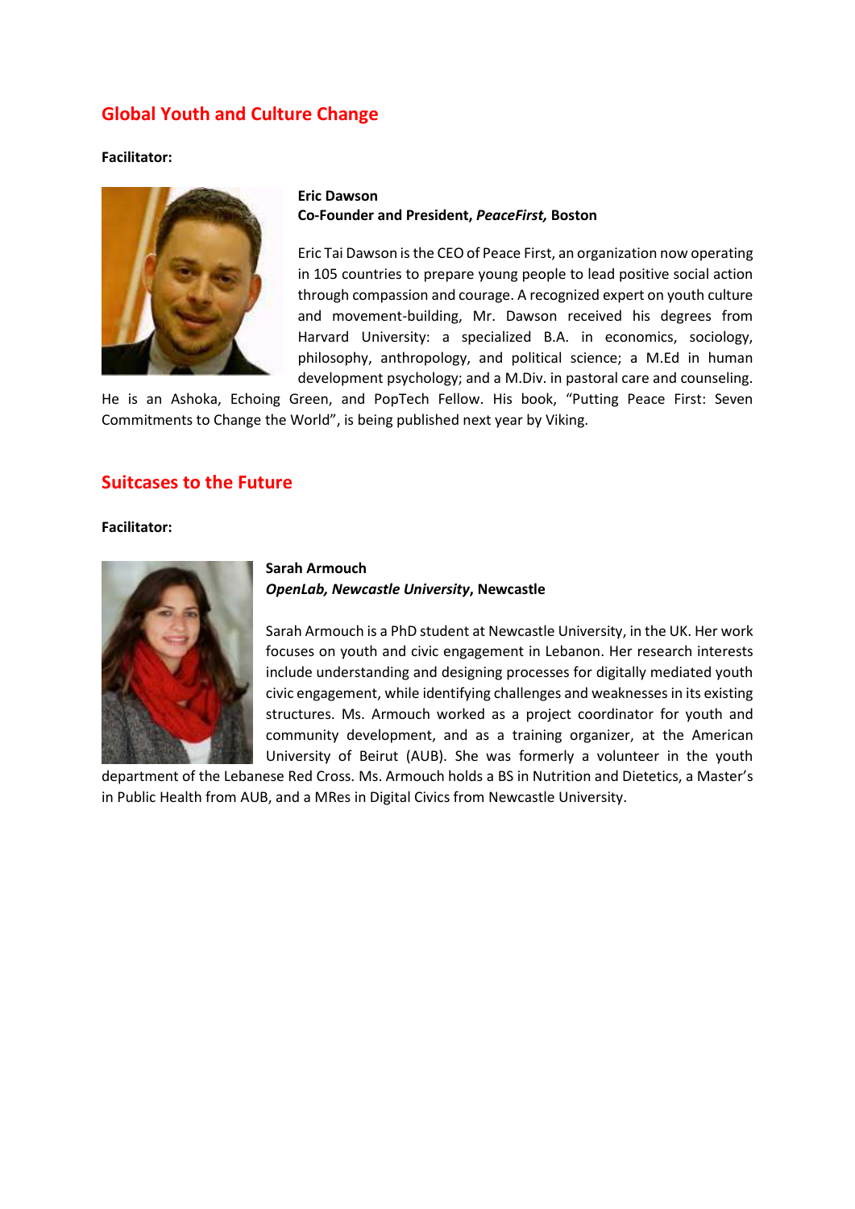## Global Youth and Culture Change

**Facilitator:**

**Eric Dawson**
**Co-Founder and President, *PeaceFirst,* Boston**

Eric Tai Dawson is the CEO of Peace First, an organization now operating in 105 countries to prepare young people to lead positive social action through compassion and courage. A recognized expert on youth culture and movement-building, Mr. Dawson received his degrees from Harvard University: a specialized B.A. in economics, sociology, philosophy, anthropology, and political science; a M.Ed in human development psychology; and a M.Div. in pastoral care and counseling. He is an Ashoka, Echoing Green, and PopTech Fellow. His book, "Putting Peace First: Seven Commitments to Change the World", is being published next year by Viking.

## Suitcases to the Future

**Facilitator:**

**Sarah Armouch**
***OpenLab, Newcastle University*, Newcastle**

Sarah Armouch is a PhD student at Newcastle University, in the UK. Her work focuses on youth and civic engagement in Lebanon. Her research interests include understanding and designing processes for digitally mediated youth civic engagement, while identifying challenges and weaknesses in its existing structures. Ms. Armouch worked as a project coordinator for youth and community development, and as a training organizer, at the American University of Beirut (AUB). She was formerly a volunteer in the youth department of the Lebanese Red Cross. Ms. Armouch holds a BS in Nutrition and Dietetics, a Master's in Public Health from AUB, and a MRes in Digital Civics from Newcastle University.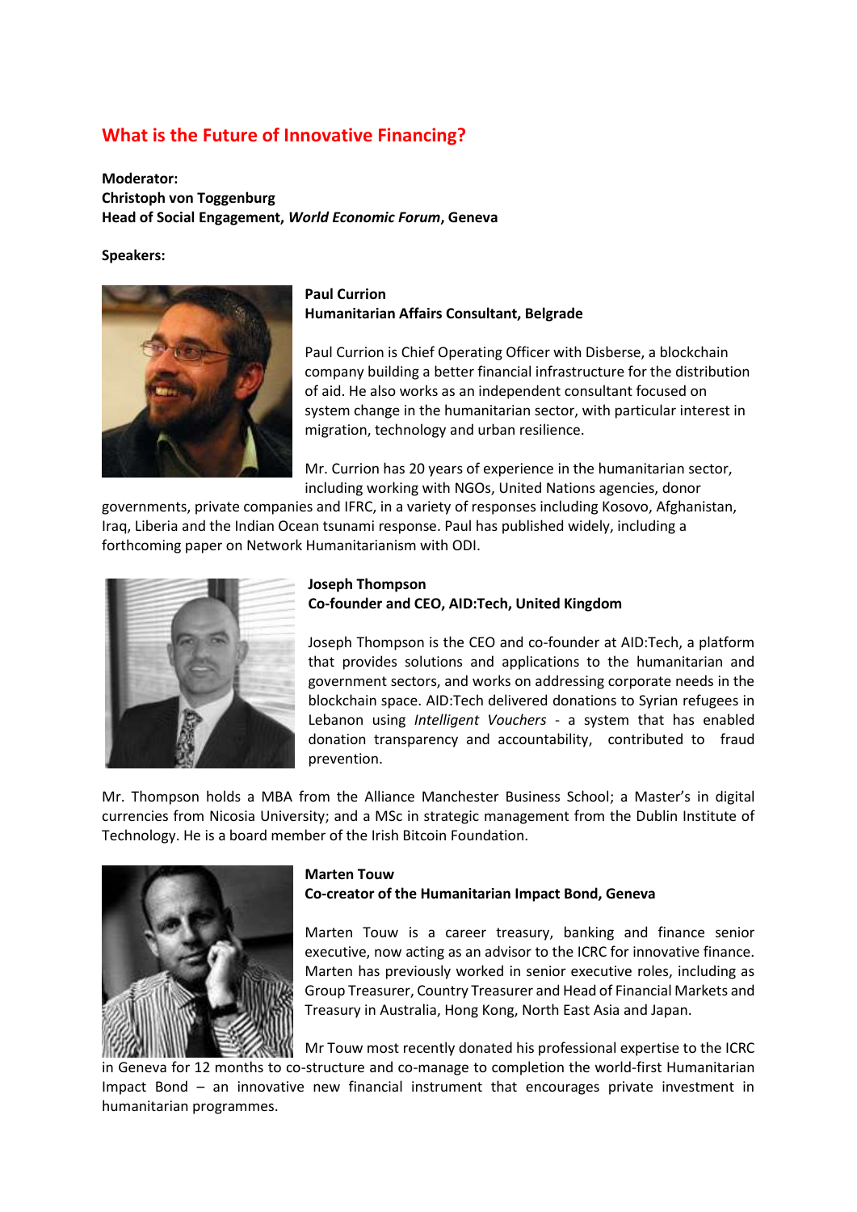## What is the Future of Innovative Financing?

**Moderator:**
**Christoph von Toggenburg**
**Head of Social Engagement, *World Economic Forum*, Geneva**

**Speakers:**

**Paul Currion**
**Humanitarian Affairs Consultant, Belgrade**

Paul Currion is Chief Operating Officer with Disberse, a blockchain company building a better financial infrastructure for the distribution of aid. He also works as an independent consultant focused on system change in the humanitarian sector, with particular interest in migration, technology and urban resilience.

Mr. Currion has 20 years of experience in the humanitarian sector, including working with NGOs, United Nations agencies, donor governments, private companies and IFRC, in a variety of responses including Kosovo, Afghanistan, Iraq, Liberia and the Indian Ocean tsunami response. Paul has published widely, including a forthcoming paper on Network Humanitarianism with ODI.

**Joseph Thompson**
**Co-founder and CEO, AID:Tech, United Kingdom**

Joseph Thompson is the CEO and co-founder at AID:Tech, a platform that provides solutions and applications to the humanitarian and government sectors, and works on addressing corporate needs in the blockchain space. AID:Tech delivered donations to Syrian refugees in Lebanon using *Intelligent Vouchers* - a system that has enabled donation transparency and accountability, contributed to fraud prevention.

Mr. Thompson holds a MBA from the Alliance Manchester Business School; a Master's in digital currencies from Nicosia University; and a MSc in strategic management from the Dublin Institute of Technology. He is a board member of the Irish Bitcoin Foundation.

**Marten Touw**
**Co-creator of the Humanitarian Impact Bond, Geneva**

Marten Touw is a career treasury, banking and finance senior executive, now acting as an advisor to the ICRC for innovative finance. Marten has previously worked in senior executive roles, including as Group Treasurer, Country Treasurer and Head of Financial Markets and Treasury in Australia, Hong Kong, North East Asia and Japan.

Mr Touw most recently donated his professional expertise to the ICRC in Geneva for 12 months to co-structure and co-manage to completion the world-first Humanitarian Impact Bond – an innovative new financial instrument that encourages private investment in humanitarian programmes.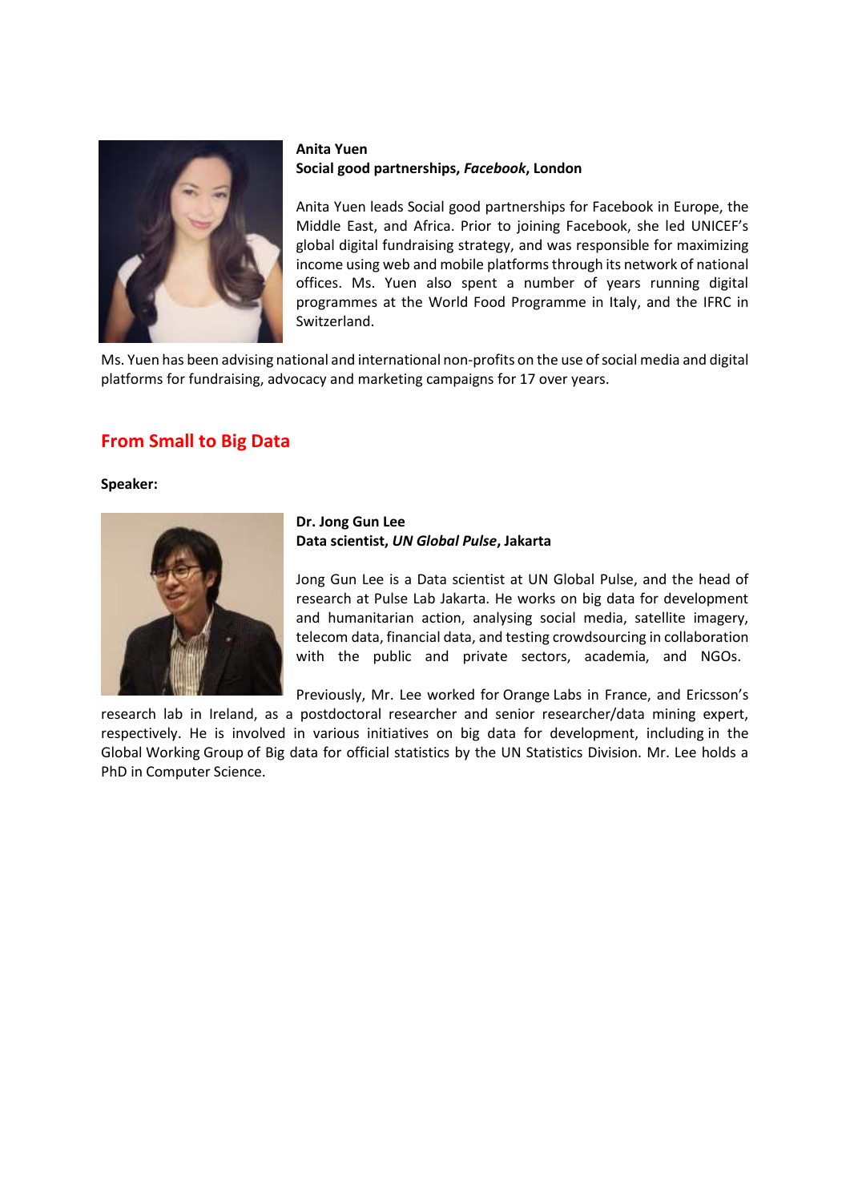**Anita Yuen**
**Social good partnerships, *Facebook*, London**

Anita Yuen leads Social good partnerships for Facebook in Europe, the Middle East, and Africa. Prior to joining Facebook, she led UNICEF's global digital fundraising strategy, and was responsible for maximizing income using web and mobile platforms through its network of national offices. Ms. Yuen also spent a number of years running digital programmes at the World Food Programme in Italy, and the IFRC in Switzerland.

Ms. Yuen has been advising national and international non-profits on the use of social media and digital platforms for fundraising, advocacy and marketing campaigns for 17 over years.

## From Small to Big Data

**Speaker:**

**Dr. Jong Gun Lee**
**Data scientist, *UN Global Pulse*, Jakarta**

Jong Gun Lee is a Data scientist at UN Global Pulse, and the head of research at Pulse Lab Jakarta. He works on big data for development and humanitarian action, analysing social media, satellite imagery, telecom data, financial data, and testing crowdsourcing in collaboration with the public and private sectors, academia, and NGOs.

Previously, Mr. Lee worked for Orange Labs in France, and Ericsson's research lab in Ireland, as a postdoctoral researcher and senior researcher/data mining expert, respectively. He is involved in various initiatives on big data for development, including in the Global Working Group of Big data for official statistics by the UN Statistics Division. Mr. Lee holds a PhD in Computer Science.